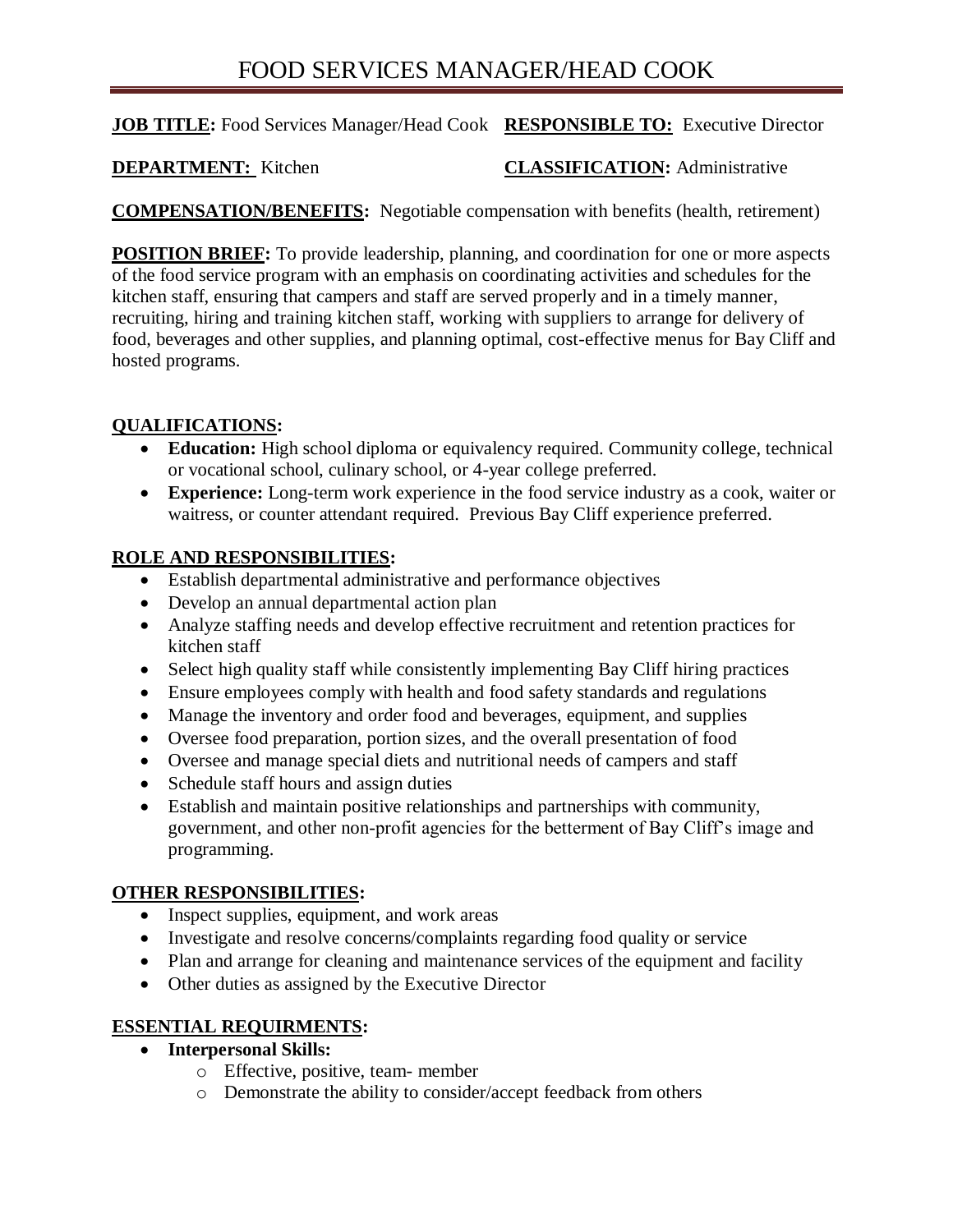# FOOD SERVICES MANAGER/HEAD COOK

**JOB TITLE:** Food Services Manager/Head Cook **RESPONSIBLE TO:** Executive Director

**DEPARTMENT:** Kitchen **CLASSIFICATION:** Administrative

**COMPENSATION/BENEFITS:** Negotiable compensation with benefits (health, retirement)

**POSITION BRIEF:** To provide leadership, planning, and coordination for one or more aspects of the food service program with an emphasis on coordinating activities and schedules for the kitchen staff, ensuring that campers and staff are served properly and in a timely manner, recruiting, hiring and training kitchen staff, working with suppliers to arrange for delivery of food, beverages and other supplies, and planning optimal, cost-effective menus for Bay Cliff and hosted programs.

## QUALIFICATIONS:

- **Education:** High school diploma or equivalency required. Community college, technical or vocational school, culinary school, or 4-year college preferred.
- **Experience:** Long-term work experience in the food service industry as a cook, waiter or waitress, or counter attendant required. Previous Bay Cliff experience preferred.

## ROLE AND RESPONSIBILITIES:

- Establish departmental administrative and performance objectives
- Develop an annual departmental action plan
- Analyze staffing needs and develop effective recruitment and retention practices for kitchen staff
- Select high quality staff while consistently implementing Bay Cliff hiring practices
- Ensure employees comply with health and food safety standards and regulations
- Manage the inventory and order food and beverages, equipment, and supplies
- Oversee food preparation, portion sizes, and the overall presentation of food
- Oversee and manage special diets and nutritional needs of campers and staff
- Schedule staff hours and assign duties
- Establish and maintain positive relationships and partnerships with community, government, and other non-profit agencies for the betterment of Bay Cliff's image and programming.

## OTHER RESPONSIBILITIES:

- Inspect supplies, equipment, and work areas
- Investigate and resolve concerns/complaints regarding food quality or service
- Plan and arrange for cleaning and maintenance services of the equipment and facility
- Other duties as assigned by the Executive Director

## ESSENTIAL REQUIRMENTS:

- **Interpersonal Skills:**
  - Effective, positive, team- member
  - Demonstrate the ability to consider/accept feedback from others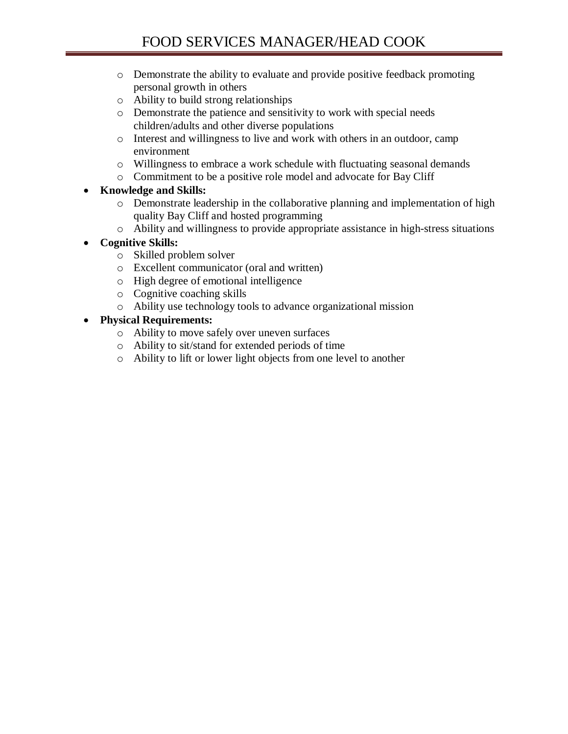- Demonstrate the ability to evaluate and provide positive feedback promoting personal growth in others
    - Ability to build strong relationships
    - Demonstrate the patience and sensitivity to work with special needs children/adults and other diverse populations
    - Interest and willingness to live and work with others in an outdoor, camp environment
    - Willingness to embrace a work schedule with fluctuating seasonal demands
    - Commitment to be a positive role model and advocate for Bay Cliff
- **Knowledge and Skills:**
    - Demonstrate leadership in the collaborative planning and implementation of high quality Bay Cliff and hosted programming
    - Ability and willingness to provide appropriate assistance in high-stress situations
- **Cognitive Skills:**
    - Skilled problem solver
    - Excellent communicator (oral and written)
    - High degree of emotional intelligence
    - Cognitive coaching skills
    - Ability use technology tools to advance organizational mission
- **Physical Requirements:**
    - Ability to move safely over uneven surfaces
    - Ability to sit/stand for extended periods of time
    - Ability to lift or lower light objects from one level to another